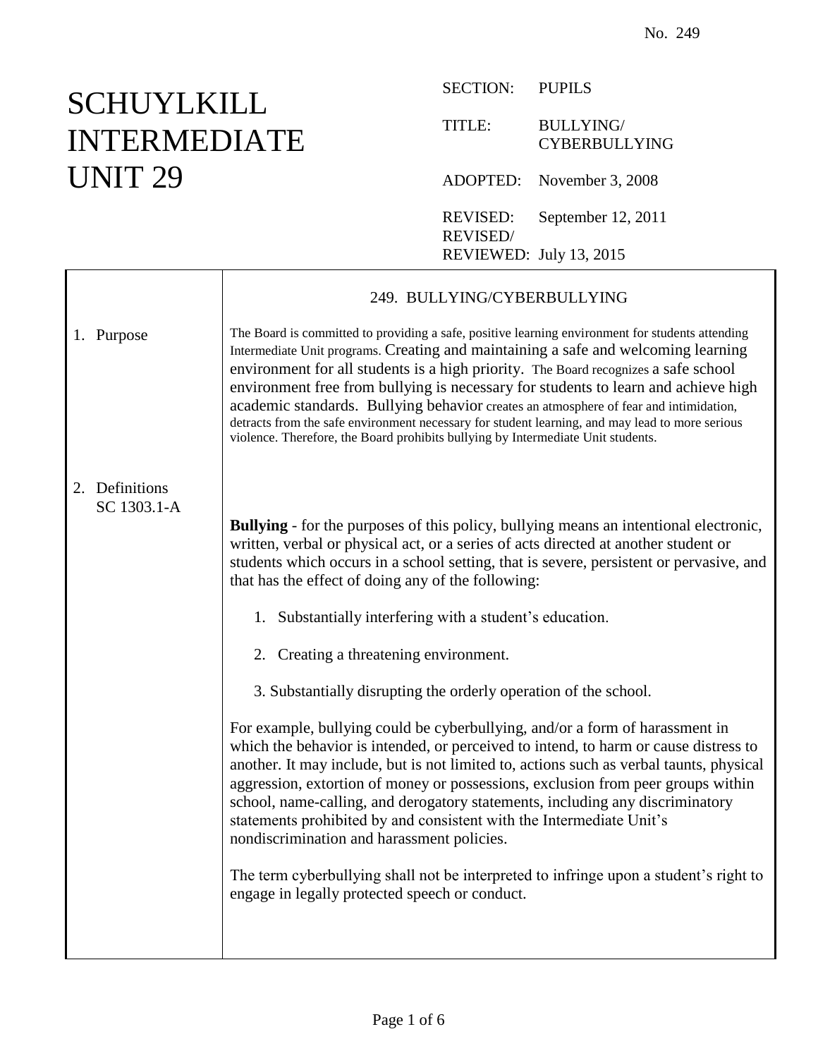No. 249

# SCHUYLKILL INTERMEDIATE UNIT 29

SECTION: PUPILS

TITLE: BULLYING/ CYBERBULLYING

ADOPTED: November 3, 2008

REVISED: September 12, 2011

REVISED/ REVIEWED: July 13, 2015

## 249. BULLYING/CYBERBULLYING

### 1. Purpose

The Board is committed to providing a safe, positive learning environment for students attending Intermediate Unit programs. Creating and maintaining a safe and welcoming learning environment for all students is a high priority. The Board recognizes a safe school environment free from bullying is necessary for students to learn and achieve high academic standards. Bullying behavior creates an atmosphere of fear and intimidation, detracts from the safe environment necessary for student learning, and may lead to more serious violence. Therefore, the Board prohibits bullying by Intermediate Unit students.

### 2. Definitions

SC 1303.1-A

**Bullying** - for the purposes of this policy, bullying means an intentional electronic, written, verbal or physical act, or a series of acts directed at another student or students which occurs in a school setting, that is severe, persistent or pervasive, and that has the effect of doing any of the following:

1. Substantially interfering with a student's education.
2. Creating a threatening environment.
3. Substantially disrupting the orderly operation of the school.

For example, bullying could be cyberbullying, and/or a form of harassment in which the behavior is intended, or perceived to intend, to harm or cause distress to another. It may include, but is not limited to, actions such as verbal taunts, physical aggression, extortion of money or possessions, exclusion from peer groups within school, name-calling, and derogatory statements, including any discriminatory statements prohibited by and consistent with the Intermediate Unit's nondiscrimination and harassment policies.

The term cyberbullying shall not be interpreted to infringe upon a student's right to engage in legally protected speech or conduct.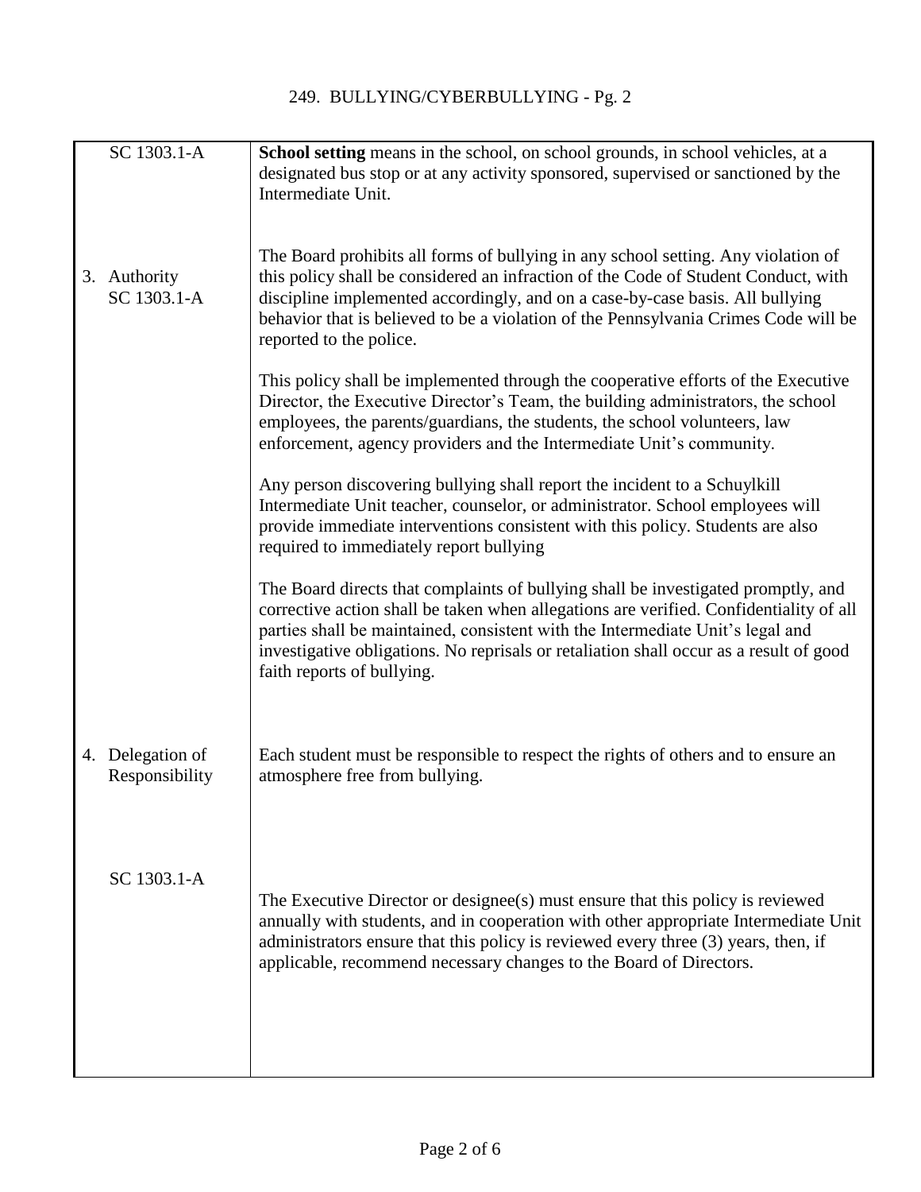| | |
|---|---|
| SC 1303.1-A | **School setting** means in the school, on school grounds, in school vehicles, at a designated bus stop or at any activity sponsored, supervised or sanctioned by the Intermediate Unit. |
| 3. Authority<br>SC 1303.1-A | The Board prohibits all forms of bullying in any school setting. Any violation of this policy shall be considered an infraction of the Code of Student Conduct, with discipline implemented accordingly, and on a case-by-case basis. All bullying behavior that is believed to be a violation of the Pennsylvania Crimes Code will be reported to the police.<br><br>This policy shall be implemented through the cooperative efforts of the Executive Director, the Executive Director's Team, the building administrators, the school employees, the parents/guardians, the students, the school volunteers, law enforcement, agency providers and the Intermediate Unit's community.<br><br>Any person discovering bullying shall report the incident to a Schuylkill Intermediate Unit teacher, counselor, or administrator. School employees will provide immediate interventions consistent with this policy. Students are also required to immediately report bullying<br><br>The Board directs that complaints of bullying shall be investigated promptly, and corrective action shall be taken when allegations are verified. Confidentiality of all parties shall be maintained, consistent with the Intermediate Unit's legal and investigative obligations. No reprisals or retaliation shall occur as a result of good faith reports of bullying. |
| 4. Delegation of Responsibility | Each student must be responsible to respect the rights of others and to ensure an atmosphere free from bullying. |
| SC 1303.1-A | The Executive Director or designee(s) must ensure that this policy is reviewed annually with students, and in cooperation with other appropriate Intermediate Unit administrators ensure that this policy is reviewed every three (3) years, then, if applicable, recommend necessary changes to the Board of Directors. |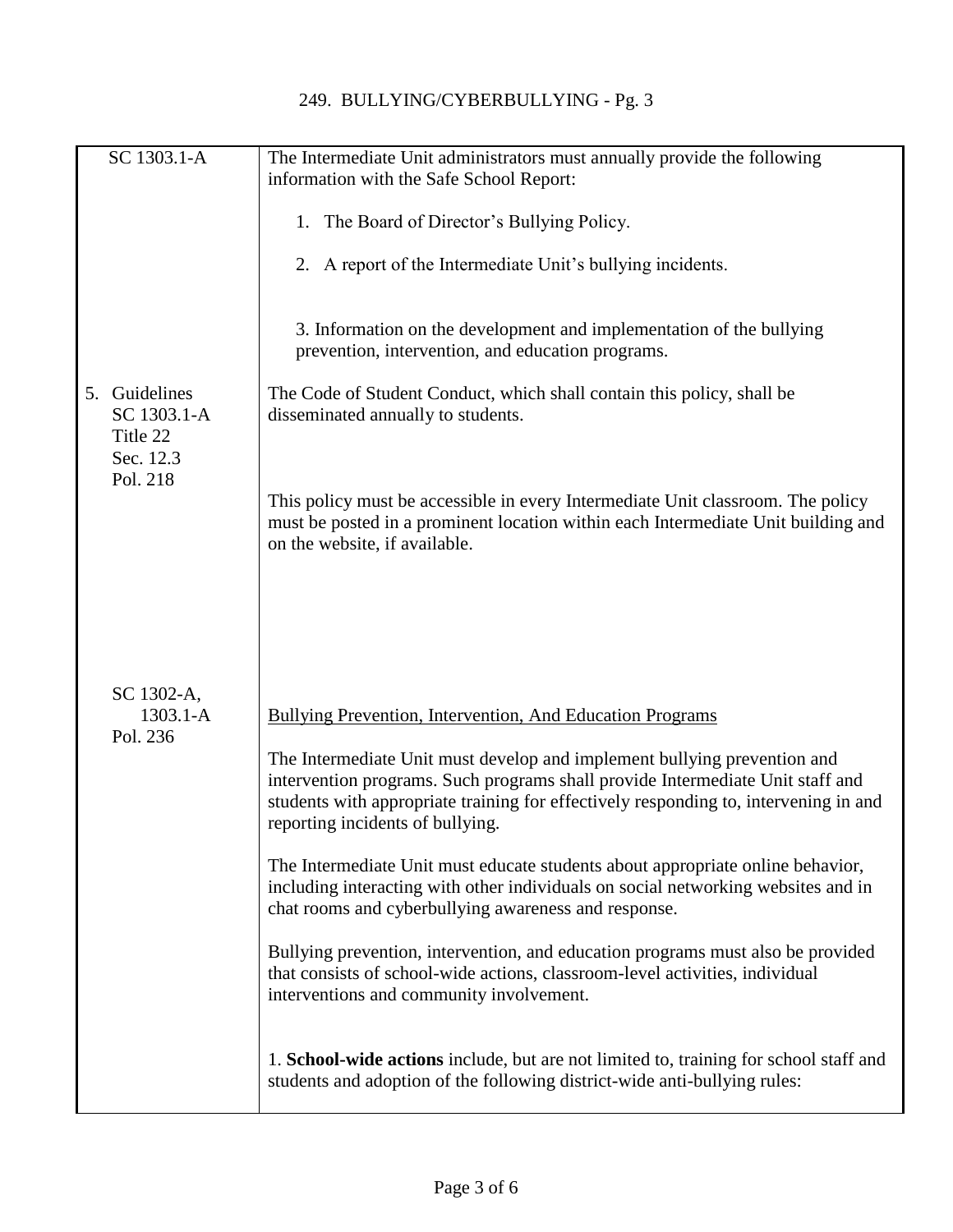| | |
|---|---|
| SC 1303.1-A | The Intermediate Unit administrators must annually provide the following information with the Safe School Report:<br><br>1. The Board of Director's Bullying Policy.<br><br>2. A report of the Intermediate Unit's bullying incidents.<br><br>3. Information on the development and implementation of the bullying prevention, intervention, and education programs. |
| 5. Guidelines<br>SC 1303.1-A<br>Title 22<br>Sec. 12.3<br>Pol. 218 | The Code of Student Conduct, which shall contain this policy, shall be disseminated annually to students.<br><br>This policy must be accessible in every Intermediate Unit classroom. The policy must be posted in a prominent location within each Intermediate Unit building and on the website, if available. |
| SC 1302-A,<br>1303.1-A<br>Pol. 236 | Bullying Prevention, Intervention, And Education Programs<br><br>The Intermediate Unit must develop and implement bullying prevention and intervention programs. Such programs shall provide Intermediate Unit staff and students with appropriate training for effectively responding to, intervening in and reporting incidents of bullying.<br><br>The Intermediate Unit must educate students about appropriate online behavior, including interacting with other individuals on social networking websites and in chat rooms and cyberbullying awareness and response.<br><br>Bullying prevention, intervention, and education programs must also be provided that consists of school-wide actions, classroom-level activities, individual interventions and community involvement.<br><br>1. **School-wide actions** include, but are not limited to, training for school staff and students and adoption of the following district-wide anti-bullying rules: |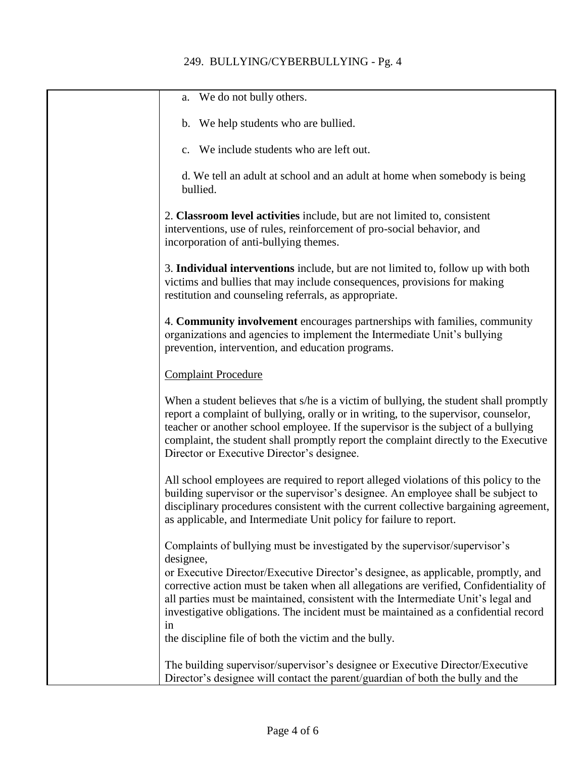a. We do not bully others.

b. We help students who are bullied.

c. We include students who are left out.

d. We tell an adult at school and an adult at home when somebody is being bullied.

2. **Classroom level activities** include, but are not limited to, consistent interventions, use of rules, reinforcement of pro-social behavior, and incorporation of anti-bullying themes.

3. **Individual interventions** include, but are not limited to, follow up with both victims and bullies that may include consequences, provisions for making restitution and counseling referrals, as appropriate.

4. **Community involvement** encourages partnerships with families, community organizations and agencies to implement the Intermediate Unit's bullying prevention, intervention, and education programs.

Complaint Procedure

When a student believes that s/he is a victim of bullying, the student shall promptly report a complaint of bullying, orally or in writing, to the supervisor, counselor, teacher or another school employee. If the supervisor is the subject of a bullying complaint, the student shall promptly report the complaint directly to the Executive Director or Executive Director's designee.

All school employees are required to report alleged violations of this policy to the building supervisor or the supervisor's designee. An employee shall be subject to disciplinary procedures consistent with the current collective bargaining agreement, as applicable, and Intermediate Unit policy for failure to report.

Complaints of bullying must be investigated by the supervisor/supervisor's designee, or Executive Director/Executive Director's designee, as applicable, promptly, and corrective action must be taken when all allegations are verified, Confidentiality of all parties must be maintained, consistent with the Intermediate Unit's legal and investigative obligations. The incident must be maintained as a confidential record in the discipline file of both the victim and the bully.

The building supervisor/supervisor's designee or Executive Director/Executive Director's designee will contact the parent/guardian of both the bully and the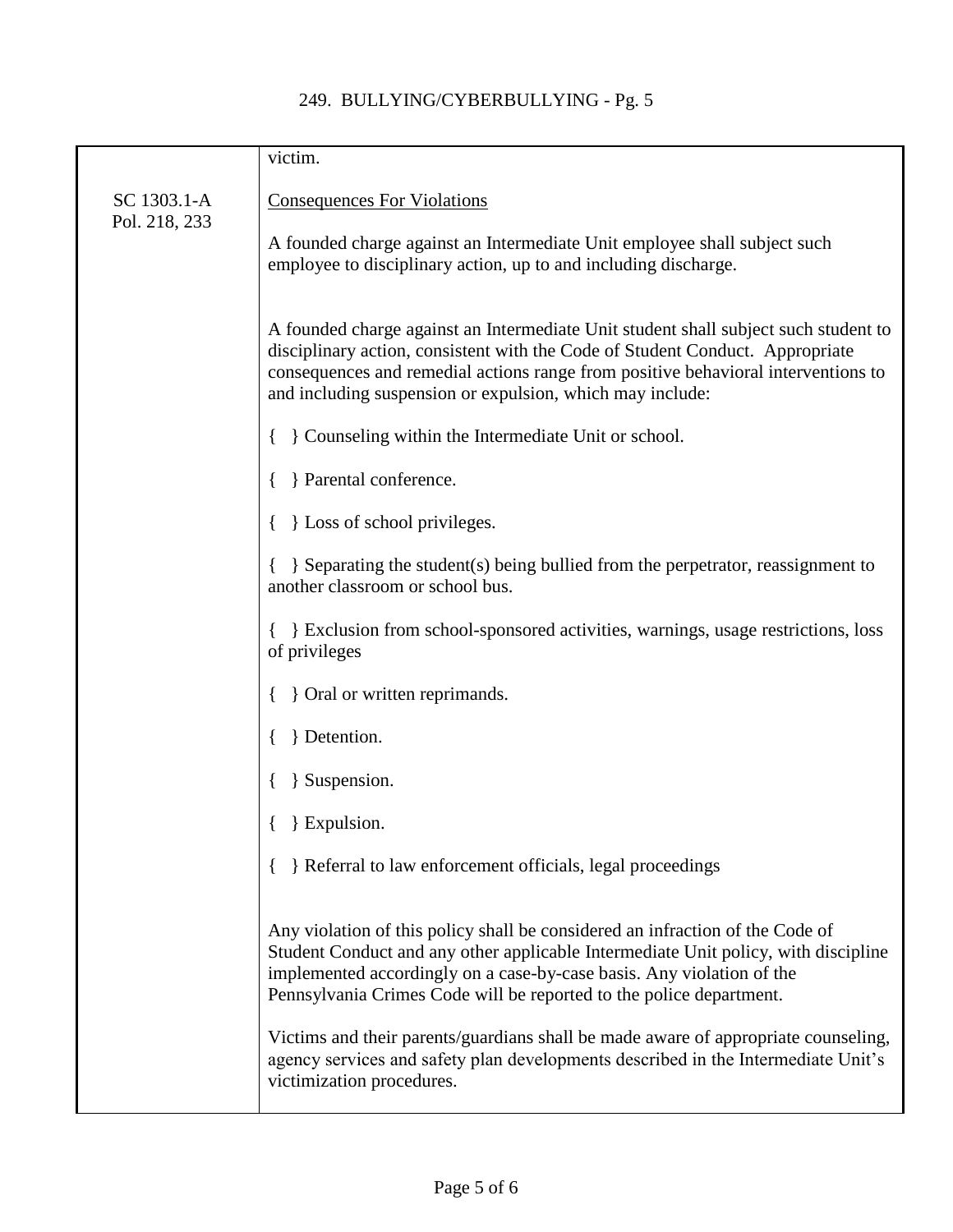victim.

SC 1303.1-A
Pol. 218, 233

Consequences For Violations

A founded charge against an Intermediate Unit employee shall subject such employee to disciplinary action, up to and including discharge.

A founded charge against an Intermediate Unit student shall subject such student to disciplinary action, consistent with the Code of Student Conduct. Appropriate consequences and remedial actions range from positive behavioral interventions to and including suspension or expulsion, which may include:

{ } Counseling within the Intermediate Unit or school.

{ } Parental conference.

{ } Loss of school privileges.

{ } Separating the student(s) being bullied from the perpetrator, reassignment to another classroom or school bus.

{ } Exclusion from school-sponsored activities, warnings, usage restrictions, loss of privileges

{ } Oral or written reprimands.

{ } Detention.

{ } Suspension.

{ } Expulsion.

{ } Referral to law enforcement officials, legal proceedings

Any violation of this policy shall be considered an infraction of the Code of Student Conduct and any other applicable Intermediate Unit policy, with discipline implemented accordingly on a case-by-case basis. Any violation of the Pennsylvania Crimes Code will be reported to the police department.

Victims and their parents/guardians shall be made aware of appropriate counseling, agency services and safety plan developments described in the Intermediate Unit's victimization procedures.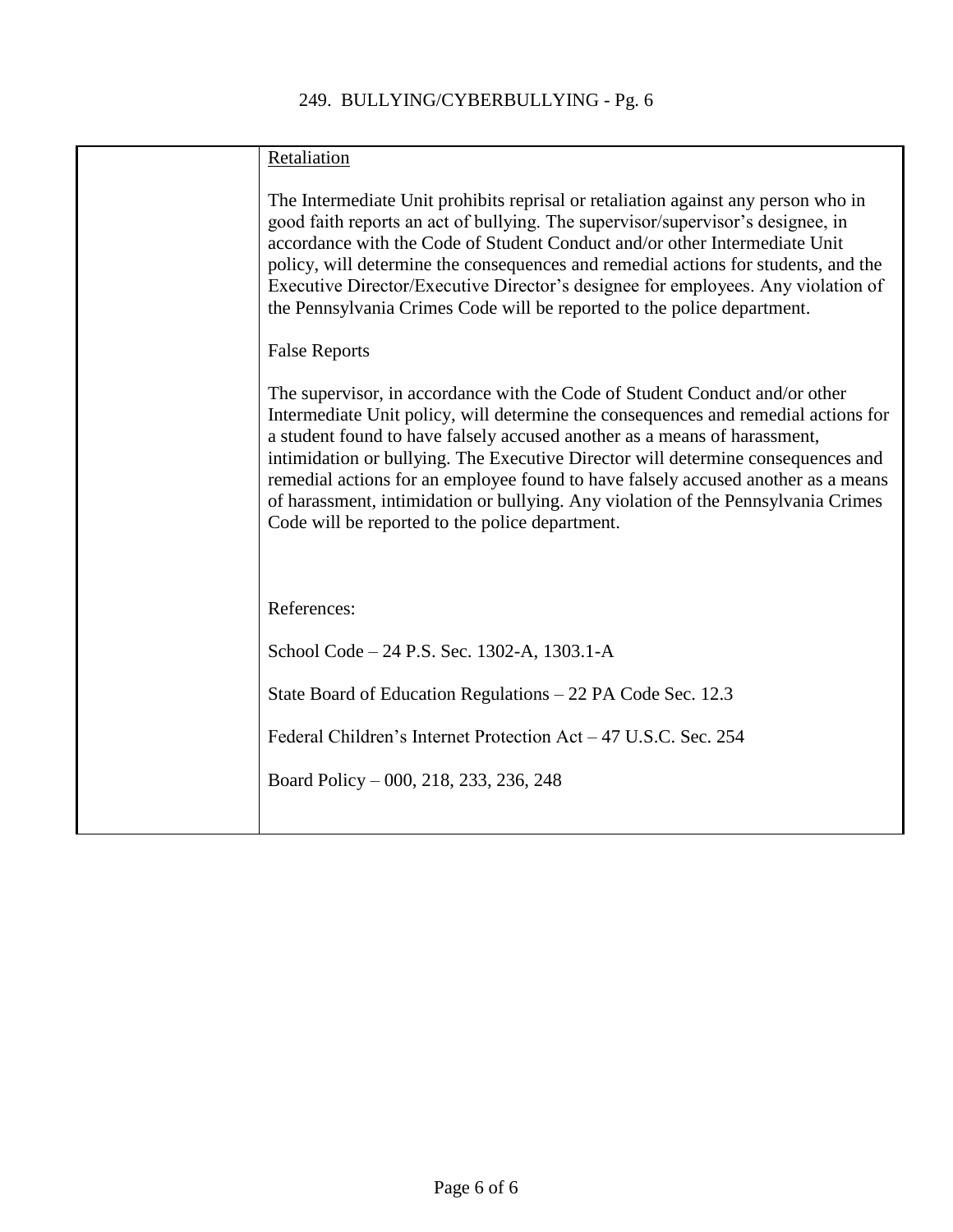Retaliation

The Intermediate Unit prohibits reprisal or retaliation against any person who in good faith reports an act of bullying. The supervisor/supervisor's designee, in accordance with the Code of Student Conduct and/or other Intermediate Unit policy, will determine the consequences and remedial actions for students, and the Executive Director/Executive Director's designee for employees. Any violation of the Pennsylvania Crimes Code will be reported to the police department.

False Reports

The supervisor, in accordance with the Code of Student Conduct and/or other Intermediate Unit policy, will determine the consequences and remedial actions for a student found to have falsely accused another as a means of harassment, intimidation or bullying. The Executive Director will determine consequences and remedial actions for an employee found to have falsely accused another as a means of harassment, intimidation or bullying. Any violation of the Pennsylvania Crimes Code will be reported to the police department.

References:

School Code – 24 P.S. Sec. 1302-A, 1303.1-A

State Board of Education Regulations – 22 PA Code Sec. 12.3

Federal Children's Internet Protection Act – 47 U.S.C. Sec. 254

Board Policy – 000, 218, 233, 236, 248